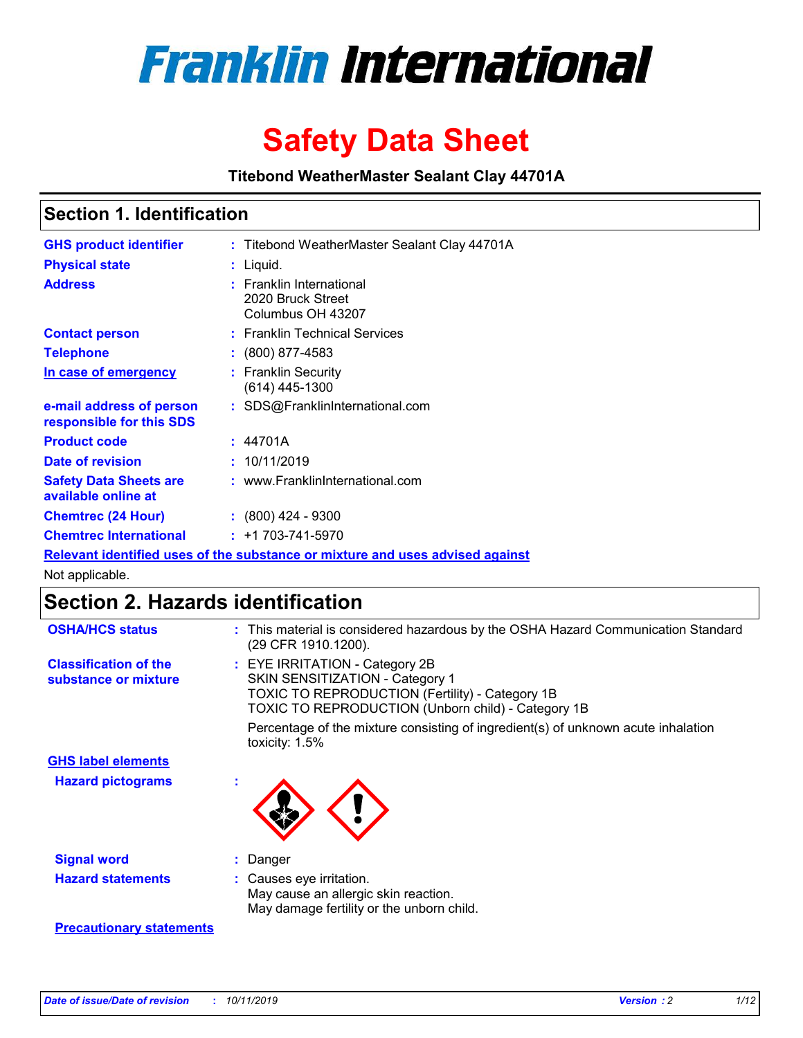# Franklin International

# Safety Data Sheet

**Titebond WeatherMaster Sealant Clay 44701A**

## Section 1. Identification

| | | |
|---|---|---|
| **GHS product identifier** | : | Titebond WeatherMaster Sealant Clay 44701A |
| **Physical state** | : | Liquid. |
| **Address** | : | Franklin International<br>2020 Bruck Street<br>Columbus OH 43207 |
| **Contact person** | : | Franklin Technical Services |
| **Telephone** | : | (800) 877-4583 |
| **In case of emergency** | : | Franklin Security<br>(614) 445-1300 |
| **e-mail address of person responsible for this SDS** | : | SDS@FranklinInternational.com |
| **Product code** | : | 44701A |
| **Date of revision** | : | 10/11/2019 |
| **Safety Data Sheets are available online at** | : | www.FranklinInternational.com |
| **Chemtrec (24 Hour)** | : | (800) 424 - 9300 |
| **Chemtrec International** | : | +1 703-741-5970 |

**Relevant identified uses of the substance or mixture and uses advised against**

Not applicable.

## Section 2. Hazards identification

| | | |
|---|---|---|
| **OSHA/HCS status** | : | This material is considered hazardous by the OSHA Hazard Communication Standard (29 CFR 1910.1200). |
| **Classification of the substance or mixture** | : | EYE IRRITATION - Category 2B<br>SKIN SENSITIZATION - Category 1<br>TOXIC TO REPRODUCTION (Fertility) - Category 1B<br>TOXIC TO REPRODUCTION (Unborn child) - Category 1B<br><br>Percentage of the mixture consisting of ingredient(s) of unknown acute inhalation toxicity: 1.5% |

**GHS label elements**

| | | |
|---|---|---|
| **Hazard pictograms** | : | |
| **Signal word** | : | Danger |
| **Hazard statements** | : | Causes eye irritation.<br>May cause an allergic skin reaction.<br>May damage fertility or the unborn child. |

**Precautionary statements**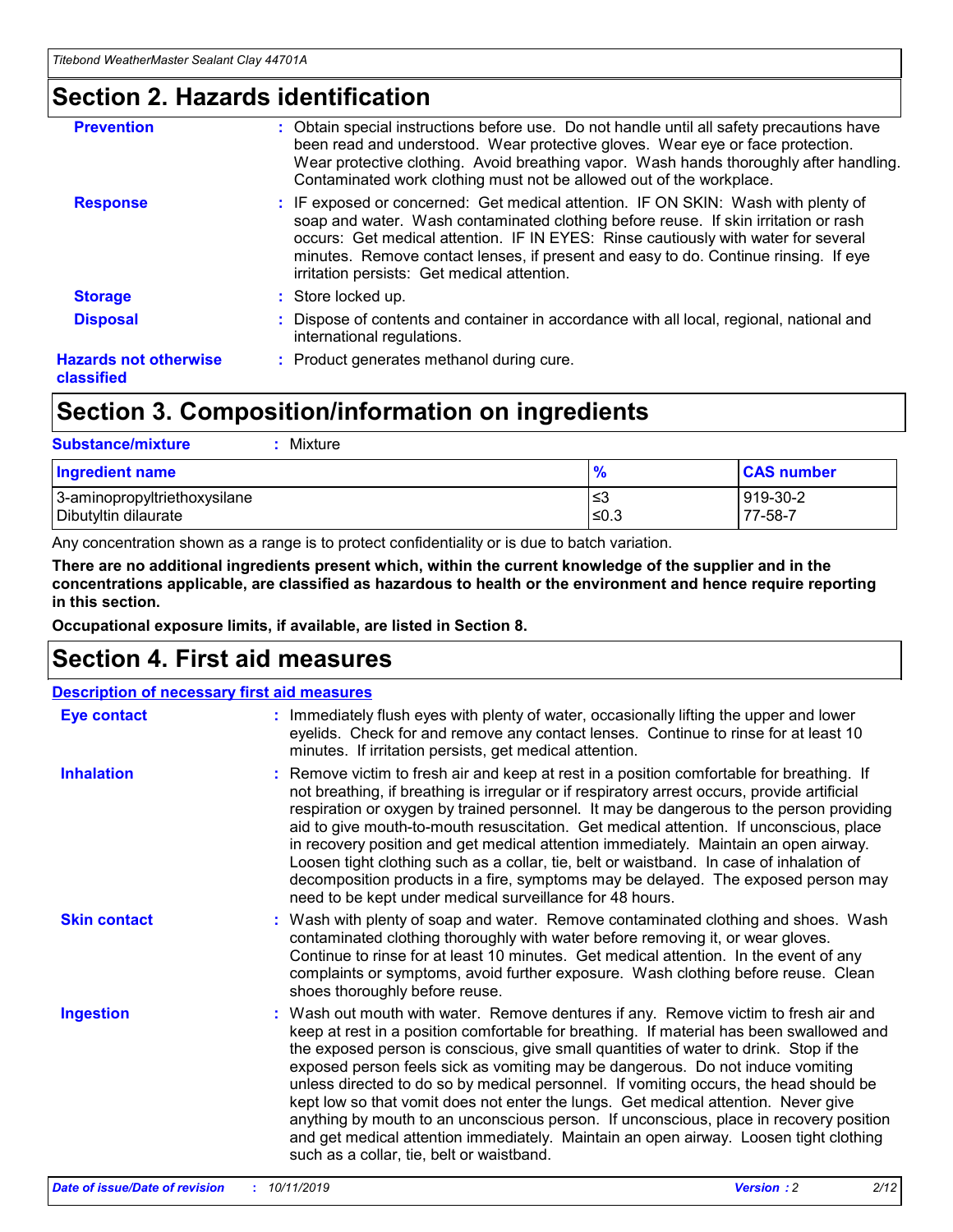## Section 2. Hazards identification

| | |
|---|---|
| **Prevention** | : Obtain special instructions before use. Do not handle until all safety precautions have been read and understood. Wear protective gloves. Wear eye or face protection. Wear protective clothing. Avoid breathing vapor. Wash hands thoroughly after handling. Contaminated work clothing must not be allowed out of the workplace. |
| **Response** | : IF exposed or concerned: Get medical attention. IF ON SKIN: Wash with plenty of soap and water. Wash contaminated clothing before reuse. If skin irritation or rash occurs: Get medical attention. IF IN EYES: Rinse cautiously with water for several minutes. Remove contact lenses, if present and easy to do. Continue rinsing. If eye irritation persists: Get medical attention. |
| **Storage** | : Store locked up. |
| **Disposal** | : Dispose of contents and container in accordance with all local, regional, national and international regulations. |
| **Hazards not otherwise classified** | : Product generates methanol during cure. |

## Section 3. Composition/information on ingredients

**Substance/mixture** : Mixture

| Ingredient name | % | CAS number |
|---|---|---|
| 3-aminopropyltriethoxysilane | ≤3 | 919-30-2 |
| Dibutyltin dilaurate | ≤0.3 | 77-58-7 |

Any concentration shown as a range is to protect confidentiality or is due to batch variation.

**There are no additional ingredients present which, within the current knowledge of the supplier and in the concentrations applicable, are classified as hazardous to health or the environment and hence require reporting in this section.**

**Occupational exposure limits, if available, are listed in Section 8.**

## Section 4. First aid measures

**Description of necessary first aid measures**

| | |
|---|---|
| **Eye contact** | : Immediately flush eyes with plenty of water, occasionally lifting the upper and lower eyelids. Check for and remove any contact lenses. Continue to rinse for at least 10 minutes. If irritation persists, get medical attention. |
| **Inhalation** | : Remove victim to fresh air and keep at rest in a position comfortable for breathing. If not breathing, if breathing is irregular or if respiratory arrest occurs, provide artificial respiration or oxygen by trained personnel. It may be dangerous to the person providing aid to give mouth-to-mouth resuscitation. Get medical attention. If unconscious, place in recovery position and get medical attention immediately. Maintain an open airway. Loosen tight clothing such as a collar, tie, belt or waistband. In case of inhalation of decomposition products in a fire, symptoms may be delayed. The exposed person may need to be kept under medical surveillance for 48 hours. |
| **Skin contact** | : Wash with plenty of soap and water. Remove contaminated clothing and shoes. Wash contaminated clothing thoroughly with water before removing it, or wear gloves. Continue to rinse for at least 10 minutes. Get medical attention. In the event of any complaints or symptoms, avoid further exposure. Wash clothing before reuse. Clean shoes thoroughly before reuse. |
| **Ingestion** | : Wash out mouth with water. Remove dentures if any. Remove victim to fresh air and keep at rest in a position comfortable for breathing. If material has been swallowed and the exposed person is conscious, give small quantities of water to drink. Stop if the exposed person feels sick as vomiting may be dangerous. Do not induce vomiting unless directed to do so by medical personnel. If vomiting occurs, the head should be kept low so that vomit does not enter the lungs. Get medical attention. Never give anything by mouth to an unconscious person. If unconscious, place in recovery position and get medical attention immediately. Maintain an open airway. Loosen tight clothing such as a collar, tie, belt or waistband. |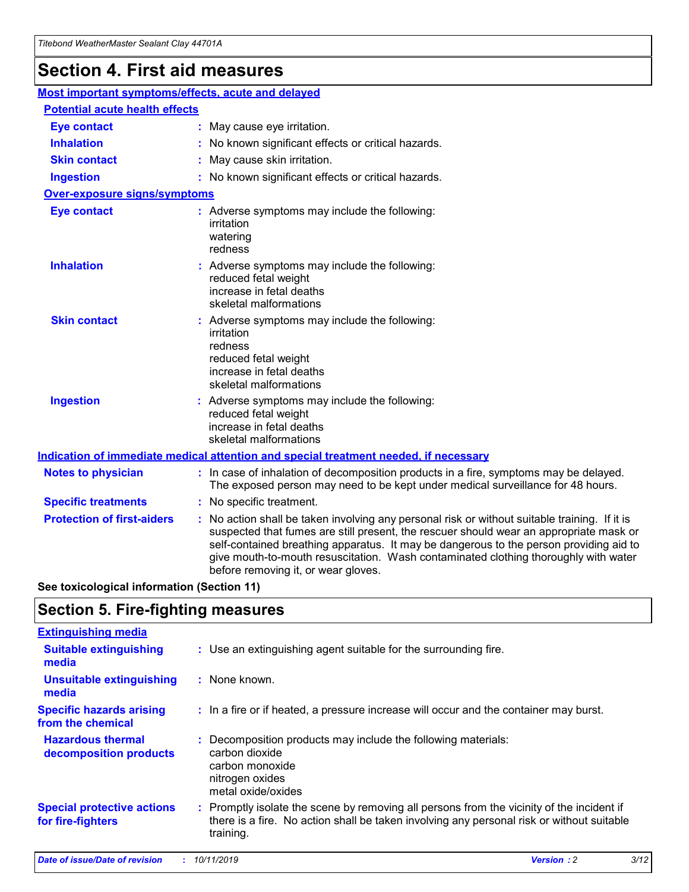# Section 4. First aid measures

## Most important symptoms/effects, acute and delayed

### Potential acute health effects

**Eye contact** : May cause eye irritation.

**Inhalation** : No known significant effects or critical hazards.

**Skin contact** : May cause skin irritation.

**Ingestion** : No known significant effects or critical hazards.

### Over-exposure signs/symptoms

**Eye contact** : Adverse symptoms may include the following:
irritation
watering
redness

**Inhalation** : Adverse symptoms may include the following:
reduced fetal weight
increase in fetal deaths
skeletal malformations

**Skin contact** : Adverse symptoms may include the following:
irritation
redness
reduced fetal weight
increase in fetal deaths
skeletal malformations

**Ingestion** : Adverse symptoms may include the following:
reduced fetal weight
increase in fetal deaths
skeletal malformations

## Indication of immediate medical attention and special treatment needed, if necessary

**Notes to physician** : In case of inhalation of decomposition products in a fire, symptoms may be delayed. The exposed person may need to be kept under medical surveillance for 48 hours.

**Specific treatments** : No specific treatment.

**Protection of first-aiders** : No action shall be taken involving any personal risk or without suitable training. If it is suspected that fumes are still present, the rescuer should wear an appropriate mask or self-contained breathing apparatus. It may be dangerous to the person providing aid to give mouth-to-mouth resuscitation. Wash contaminated clothing thoroughly with water before removing it, or wear gloves.

**See toxicological information (Section 11)**

# Section 5. Fire-fighting measures

## Extinguishing media

**Suitable extinguishing media** : Use an extinguishing agent suitable for the surrounding fire.

**Unsuitable extinguishing media** : None known.

**Specific hazards arising from the chemical** : In a fire or if heated, a pressure increase will occur and the container may burst.

**Hazardous thermal decomposition products** : Decomposition products may include the following materials:
carbon dioxide
carbon monoxide
nitrogen oxides
metal oxide/oxides

**Special protective actions for fire-fighters** : Promptly isolate the scene by removing all persons from the vicinity of the incident if there is a fire. No action shall be taken involving any personal risk or without suitable training.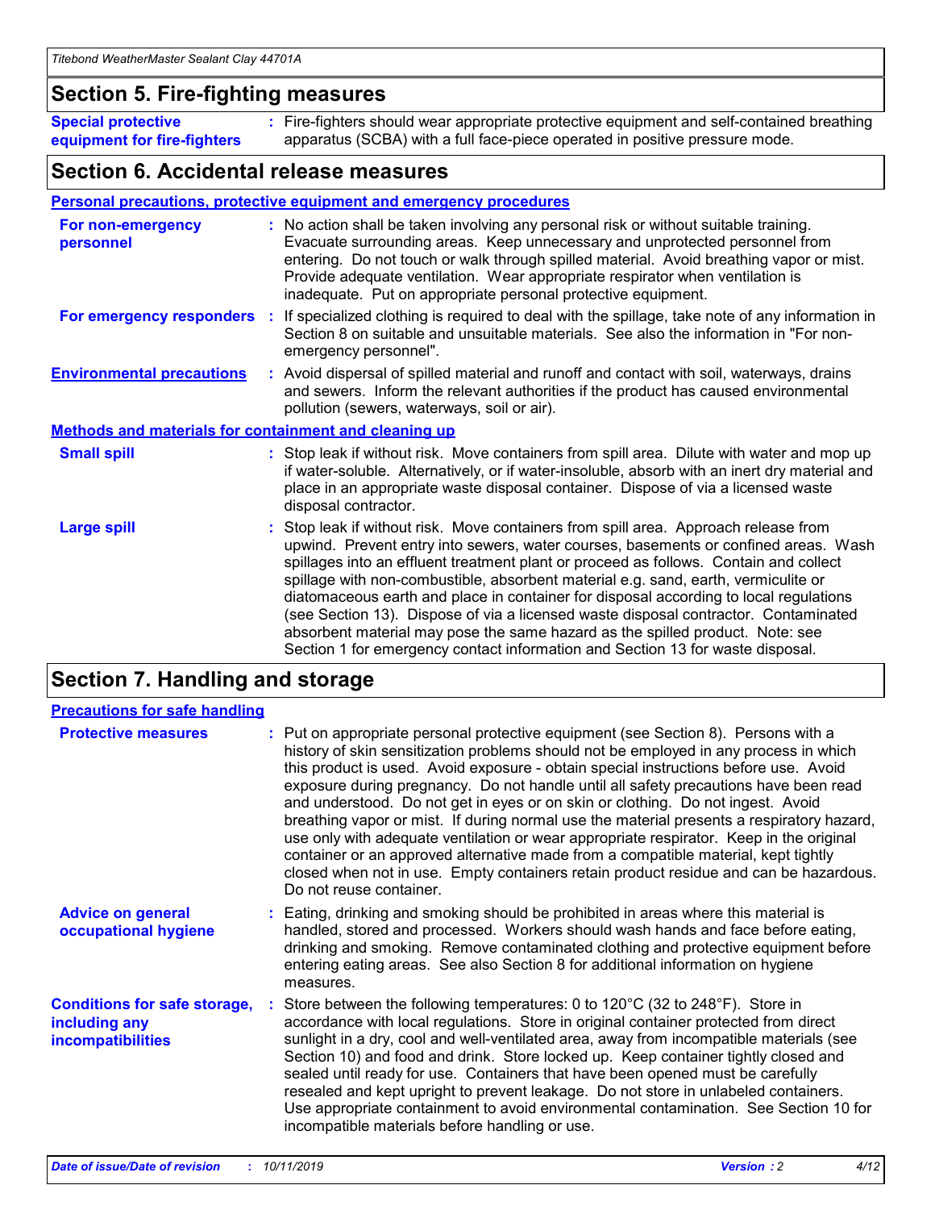## Section 5. Fire-fighting measures

**Special protective equipment for fire-fighters** : Fire-fighters should wear appropriate protective equipment and self-contained breathing apparatus (SCBA) with a full face-piece operated in positive pressure mode.

## Section 6. Accidental release measures

### Personal precautions, protective equipment and emergency procedures

**For non-emergency personnel** : No action shall be taken involving any personal risk or without suitable training. Evacuate surrounding areas. Keep unnecessary and unprotected personnel from entering. Do not touch or walk through spilled material. Avoid breathing vapor or mist. Provide adequate ventilation. Wear appropriate respirator when ventilation is inadequate. Put on appropriate personal protective equipment.

**For emergency responders** : If specialized clothing is required to deal with the spillage, take note of any information in Section 8 on suitable and unsuitable materials. See also the information in "For non-emergency personnel".

**Environmental precautions** : Avoid dispersal of spilled material and runoff and contact with soil, waterways, drains and sewers. Inform the relevant authorities if the product has caused environmental pollution (sewers, waterways, soil or air).

### Methods and materials for containment and cleaning up

**Small spill** : Stop leak if without risk. Move containers from spill area. Dilute with water and mop up if water-soluble. Alternatively, or if water-insoluble, absorb with an inert dry material and place in an appropriate waste disposal container. Dispose of via a licensed waste disposal contractor.

**Large spill** : Stop leak if without risk. Move containers from spill area. Approach release from upwind. Prevent entry into sewers, water courses, basements or confined areas. Wash spillages into an effluent treatment plant or proceed as follows. Contain and collect spillage with non-combustible, absorbent material e.g. sand, earth, vermiculite or diatomaceous earth and place in container for disposal according to local regulations (see Section 13). Dispose of via a licensed waste disposal contractor. Contaminated absorbent material may pose the same hazard as the spilled product. Note: see Section 1 for emergency contact information and Section 13 for waste disposal.

## Section 7. Handling and storage

### Precautions for safe handling

**Protective measures** : Put on appropriate personal protective equipment (see Section 8). Persons with a history of skin sensitization problems should not be employed in any process in which this product is used. Avoid exposure - obtain special instructions before use. Avoid exposure during pregnancy. Do not handle until all safety precautions have been read and understood. Do not get in eyes or on skin or clothing. Do not ingest. Avoid breathing vapor or mist. If during normal use the material presents a respiratory hazard, use only with adequate ventilation or wear appropriate respirator. Keep in the original container or an approved alternative made from a compatible material, kept tightly closed when not in use. Empty containers retain product residue and can be hazardous. Do not reuse container.

**Advice on general occupational hygiene** : Eating, drinking and smoking should be prohibited in areas where this material is handled, stored and processed. Workers should wash hands and face before eating, drinking and smoking. Remove contaminated clothing and protective equipment before entering eating areas. See also Section 8 for additional information on hygiene measures.

**Conditions for safe storage, including any incompatibilities** : Store between the following temperatures: 0 to 120°C (32 to 248°F). Store in accordance with local regulations. Store in original container protected from direct sunlight in a dry, cool and well-ventilated area, away from incompatible materials (see Section 10) and food and drink. Store locked up. Keep container tightly closed and sealed until ready for use. Containers that have been opened must be carefully resealed and kept upright to prevent leakage. Do not store in unlabeled containers. Use appropriate containment to avoid environmental contamination. See Section 10 for incompatible materials before handling or use.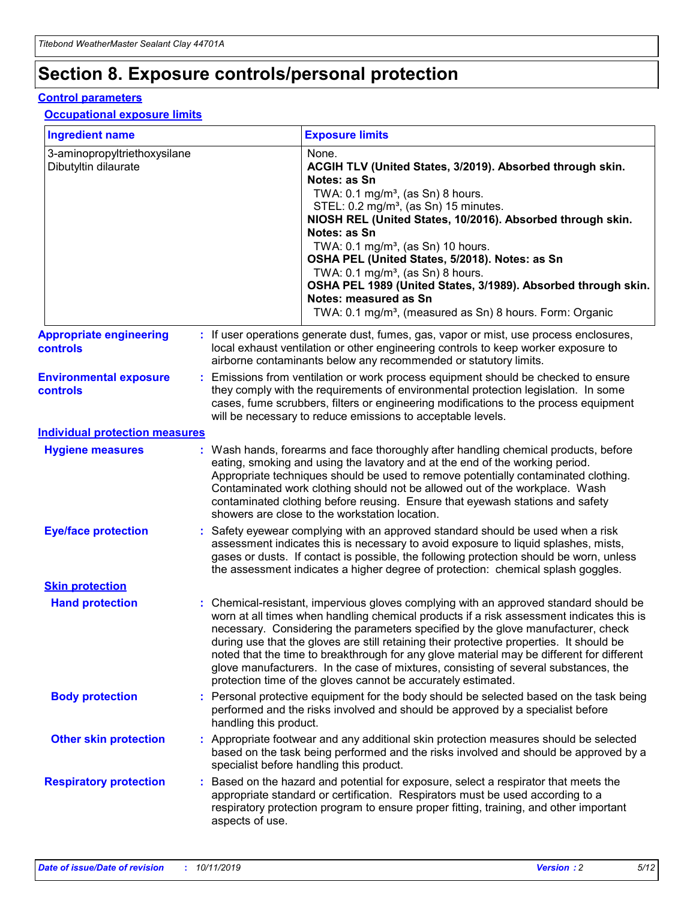# Section 8. Exposure controls/personal protection

## Control parameters

### Occupational exposure limits

| Ingredient name | Exposure limits |
|---|---|
| 3-aminopropyltriethoxysilane<br>Dibutyltin dilaurate | None.<br>**ACGIH TLV (United States, 3/2019). Absorbed through skin. Notes: as Sn**<br>TWA: 0.1 mg/m³, (as Sn) 8 hours.<br>STEL: 0.2 mg/m³, (as Sn) 15 minutes.<br>**NIOSH REL (United States, 10/2016). Absorbed through skin. Notes: as Sn**<br>TWA: 0.1 mg/m³, (as Sn) 10 hours.<br>**OSHA PEL (United States, 5/2018). Notes: as Sn**<br>TWA: 0.1 mg/m³, (as Sn) 8 hours.<br>**OSHA PEL 1989 (United States, 3/1989). Absorbed through skin. Notes: measured as Sn**<br>TWA: 0.1 mg/m³, (measured as Sn) 8 hours. Form: Organic |

**Appropriate engineering controls** : If user operations generate dust, fumes, gas, vapor or mist, use process enclosures, local exhaust ventilation or other engineering controls to keep worker exposure to airborne contaminants below any recommended or statutory limits.

**Environmental exposure controls** : Emissions from ventilation or work process equipment should be checked to ensure they comply with the requirements of environmental protection legislation. In some cases, fume scrubbers, filters or engineering modifications to the process equipment will be necessary to reduce emissions to acceptable levels.

## Individual protection measures

**Hygiene measures** : Wash hands, forearms and face thoroughly after handling chemical products, before eating, smoking and using the lavatory and at the end of the working period. Appropriate techniques should be used to remove potentially contaminated clothing. Contaminated work clothing should not be allowed out of the workplace. Wash contaminated clothing before reusing. Ensure that eyewash stations and safety showers are close to the workstation location.

**Eye/face protection** : Safety eyewear complying with an approved standard should be used when a risk assessment indicates this is necessary to avoid exposure to liquid splashes, mists, gases or dusts. If contact is possible, the following protection should be worn, unless the assessment indicates a higher degree of protection: chemical splash goggles.

### Skin protection

**Hand protection** : Chemical-resistant, impervious gloves complying with an approved standard should be worn at all times when handling chemical products if a risk assessment indicates this is necessary. Considering the parameters specified by the glove manufacturer, check during use that the gloves are still retaining their protective properties. It should be noted that the time to breakthrough for any glove material may be different for different glove manufacturers. In the case of mixtures, consisting of several substances, the protection time of the gloves cannot be accurately estimated.

**Body protection** : Personal protective equipment for the body should be selected based on the task being performed and the risks involved and should be approved by a specialist before handling this product.

**Other skin protection** : Appropriate footwear and any additional skin protection measures should be selected based on the task being performed and the risks involved and should be approved by a specialist before handling this product.

**Respiratory protection** : Based on the hazard and potential for exposure, select a respirator that meets the appropriate standard or certification. Respirators must be used according to a respiratory protection program to ensure proper fitting, training, and other important aspects of use.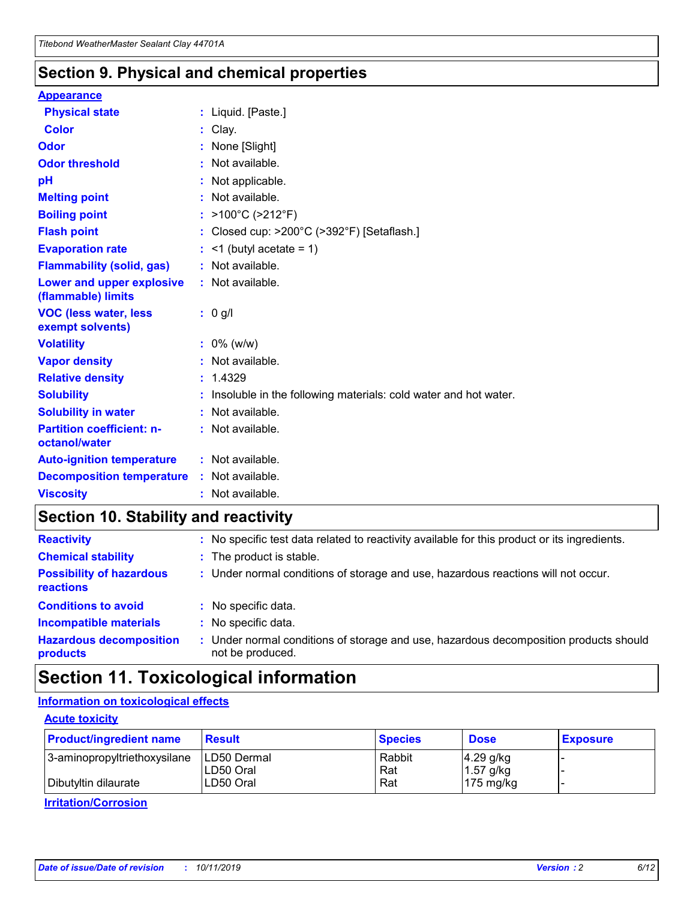## Section 9. Physical and chemical properties

### Appearance

| | |
|---|---|
| **Physical state** | : Liquid. [Paste.] |
| **Color** | : Clay. |
| **Odor** | : None [Slight] |
| **Odor threshold** | : Not available. |
| **pH** | : Not applicable. |
| **Melting point** | : Not available. |
| **Boiling point** | : >100°C (>212°F) |
| **Flash point** | : Closed cup: >200°C (>392°F) [Setaflash.] |
| **Evaporation rate** | : <1 (butyl acetate = 1) |
| **Flammability (solid, gas)** | : Not available. |
| **Lower and upper explosive (flammable) limits** | : Not available. |
| **VOC (less water, less exempt solvents)** | : 0 g/l |
| **Volatility** | : 0% (w/w) |
| **Vapor density** | : Not available. |
| **Relative density** | : 1.4329 |
| **Solubility** | : Insoluble in the following materials: cold water and hot water. |
| **Solubility in water** | : Not available. |
| **Partition coefficient: n-octanol/water** | : Not available. |
| **Auto-ignition temperature** | : Not available. |
| **Decomposition temperature** | : Not available. |
| **Viscosity** | : Not available. |

## Section 10. Stability and reactivity

| | |
|---|---|
| **Reactivity** | : No specific test data related to reactivity available for this product or its ingredients. |
| **Chemical stability** | : The product is stable. |
| **Possibility of hazardous reactions** | : Under normal conditions of storage and use, hazardous reactions will not occur. |
| **Conditions to avoid** | : No specific data. |
| **Incompatible materials** | : No specific data. |
| **Hazardous decomposition products** | : Under normal conditions of storage and use, hazardous decomposition products should not be produced. |

## Section 11. Toxicological information

### Information on toxicological effects

#### Acute toxicity

| Product/ingredient name | Result | Species | Dose | Exposure |
|---|---|---|---|---|
| 3-aminopropyltriethoxysilane | LD50 Dermal | Rabbit | 4.29 g/kg | - |
| | LD50 Oral | Rat | 1.57 g/kg | - |
| Dibutyltin dilaurate | LD50 Oral | Rat | 175 mg/kg | - |

#### Irritation/Corrosion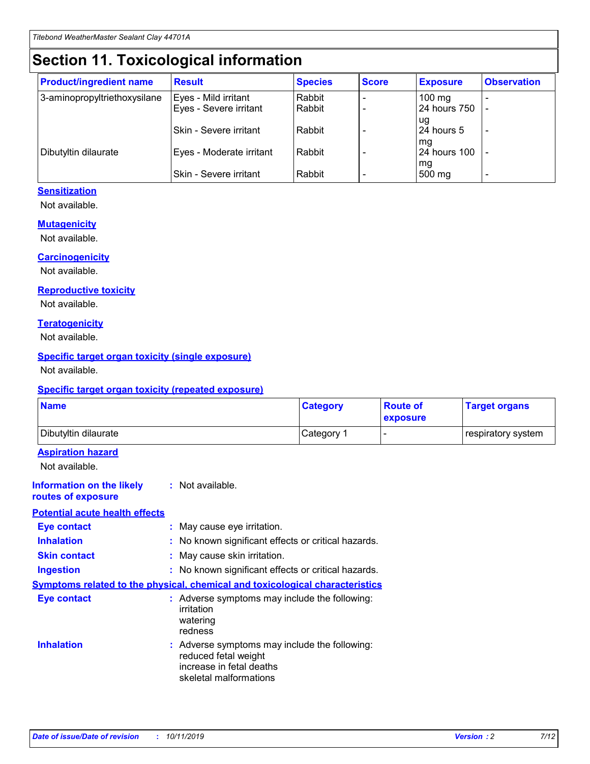# Section 11. Toxicological information

| Product/ingredient name | Result | Species | Score | Exposure | Observation |
|---|---|---|---|---|---|
| 3-aminopropyltriethoxysilane | Eyes - Mild irritant | Rabbit | - | 100 mg | - |
| | Eyes - Severe irritant | Rabbit | - | 24 hours 750 ug | - |
| | Skin - Severe irritant | Rabbit | - | 24 hours 5 mg | - |
| Dibutyltin dilaurate | Eyes - Moderate irritant | Rabbit | - | 24 hours 100 mg | - |
| | Skin - Severe irritant | Rabbit | - | 500 mg | - |

### Sensitization

Not available.

### Mutagenicity

Not available.

### Carcinogenicity

Not available.

### Reproductive toxicity

Not available.

### Teratogenicity

Not available.

### Specific target organ toxicity (single exposure)

Not available.

### Specific target organ toxicity (repeated exposure)

| Name | Category | Route of exposure | Target organs |
|---|---|---|---|
| Dibutyltin dilaurate | Category 1 | - | respiratory system |

### Aspiration hazard

Not available.

**Information on the likely routes of exposure** : Not available.

### Potential acute health effects

**Eye contact** : May cause eye irritation.

**Inhalation** : No known significant effects or critical hazards.

**Skin contact** : May cause skin irritation.

**Ingestion** : No known significant effects or critical hazards.

### Symptoms related to the physical, chemical and toxicological characteristics

**Eye contact** : Adverse symptoms may include the following:
irritation
watering
redness

**Inhalation** : Adverse symptoms may include the following:
reduced fetal weight
increase in fetal deaths
skeletal malformations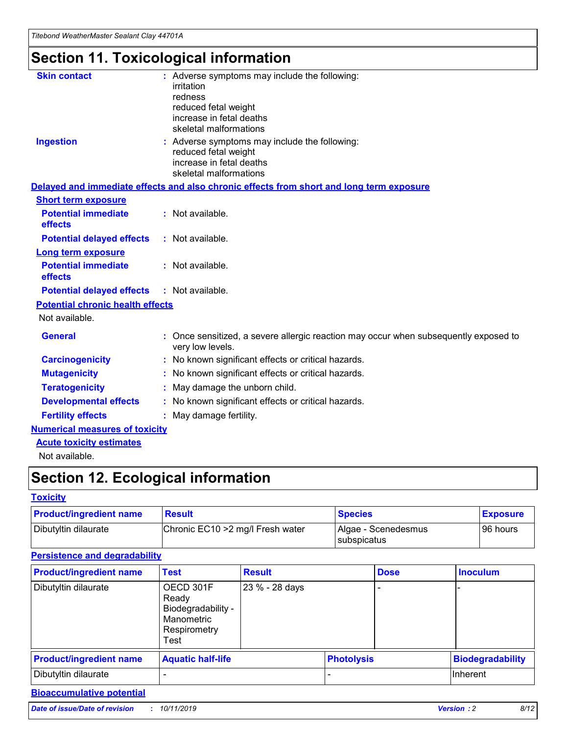# Section 11. Toxicological information

**Skin contact** : Adverse symptoms may include the following:
irritation
redness
reduced fetal weight
increase in fetal deaths
skeletal malformations

**Ingestion** : Adverse symptoms may include the following:
reduced fetal weight
increase in fetal deaths
skeletal malformations

## Delayed and immediate effects and also chronic effects from short and long term exposure

### Short term exposure

**Potential immediate effects** : Not available.

**Potential delayed effects** : Not available.

### Long term exposure

**Potential immediate effects** : Not available.

**Potential delayed effects** : Not available.

### Potential chronic health effects

Not available.

**General** : Once sensitized, a severe allergic reaction may occur when subsequently exposed to very low levels.

**Carcinogenicity** : No known significant effects or critical hazards.

**Mutagenicity** : No known significant effects or critical hazards.

**Teratogenicity** : May damage the unborn child.

**Developmental effects** : No known significant effects or critical hazards.

**Fertility effects** : May damage fertility.

## Numerical measures of toxicity

### Acute toxicity estimates

Not available.

# Section 12. Ecological information

## Toxicity

| Product/ingredient name | Result | Species | Exposure |
|---|---|---|---|
| Dibutyltin dilaurate | Chronic EC10 >2 mg/l Fresh water | Algae - Scenedesmus subspicatus | 96 hours |

## Persistence and degradability

| Product/ingredient name | Test | Result | Dose | Inoculum |
|---|---|---|---|---|
| Dibutyltin dilaurate | OECD 301F Ready Biodegradability - Manometric Respirometry Test | 23 % - 28 days | - | - |

| Product/ingredient name | Aquatic half-life | Photolysis | Biodegradability |
|---|---|---|---|
| Dibutyltin dilaurate | - | - | Inherent |

## Bioaccumulative potential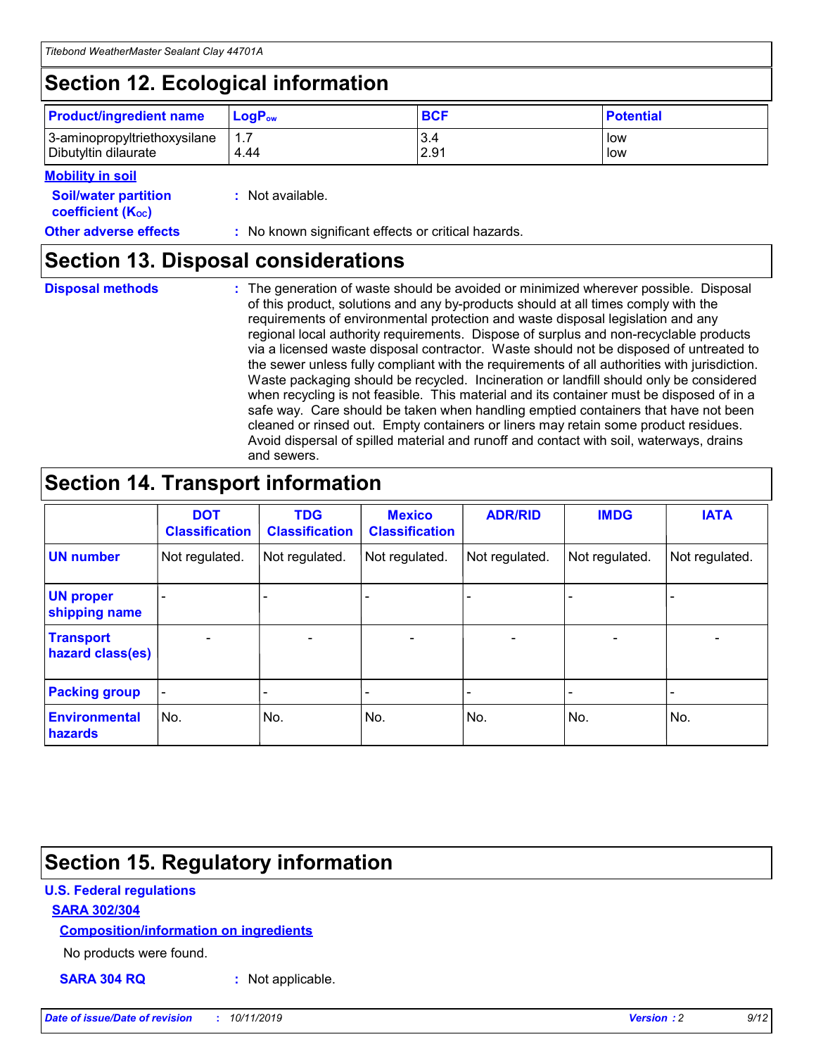# Section 12. Ecological information

| Product/ingredient name | $LogP_{ow}$ | BCF | Potential |
|---|---|---|---|
| 3-aminopropyltriethoxysilane | 1.7 | 3.4 | low |
| Dibutyltin dilaurate | 4.44 | 2.91 | low |

**Mobility in soil**

**Soil/water partition coefficient ($K_{OC}$)** : Not available.

**Other adverse effects** : No known significant effects or critical hazards.

# Section 13. Disposal considerations

**Disposal methods** : The generation of waste should be avoided or minimized wherever possible. Disposal of this product, solutions and any by-products should at all times comply with the requirements of environmental protection and waste disposal legislation and any regional local authority requirements. Dispose of surplus and non-recyclable products via a licensed waste disposal contractor. Waste should not be disposed of untreated to the sewer unless fully compliant with the requirements of all authorities with jurisdiction. Waste packaging should be recycled. Incineration or landfill should only be considered when recycling is not feasible. This material and its container must be disposed of in a safe way. Care should be taken when handling emptied containers that have not been cleaned or rinsed out. Empty containers or liners may retain some product residues. Avoid dispersal of spilled material and runoff and contact with soil, waterways, drains and sewers.

# Section 14. Transport information

| | DOT Classification | TDG Classification | Mexico Classification | ADR/RID | IMDG | IATA |
|---|---|---|---|---|---|---|
| UN number | Not regulated. | Not regulated. | Not regulated. | Not regulated. | Not regulated. | Not regulated. |
| UN proper shipping name | - | - | - | - | - | - |
| Transport hazard class(es) | - | - | - | - | - | - |
| Packing group | - | - | - | - | - | - |
| Environmental hazards | No. | No. | No. | No. | No. | No. |

# Section 15. Regulatory information

**U.S. Federal regulations**

**SARA 302/304**

**Composition/information on ingredients**

No products were found.

**SARA 304 RQ** : Not applicable.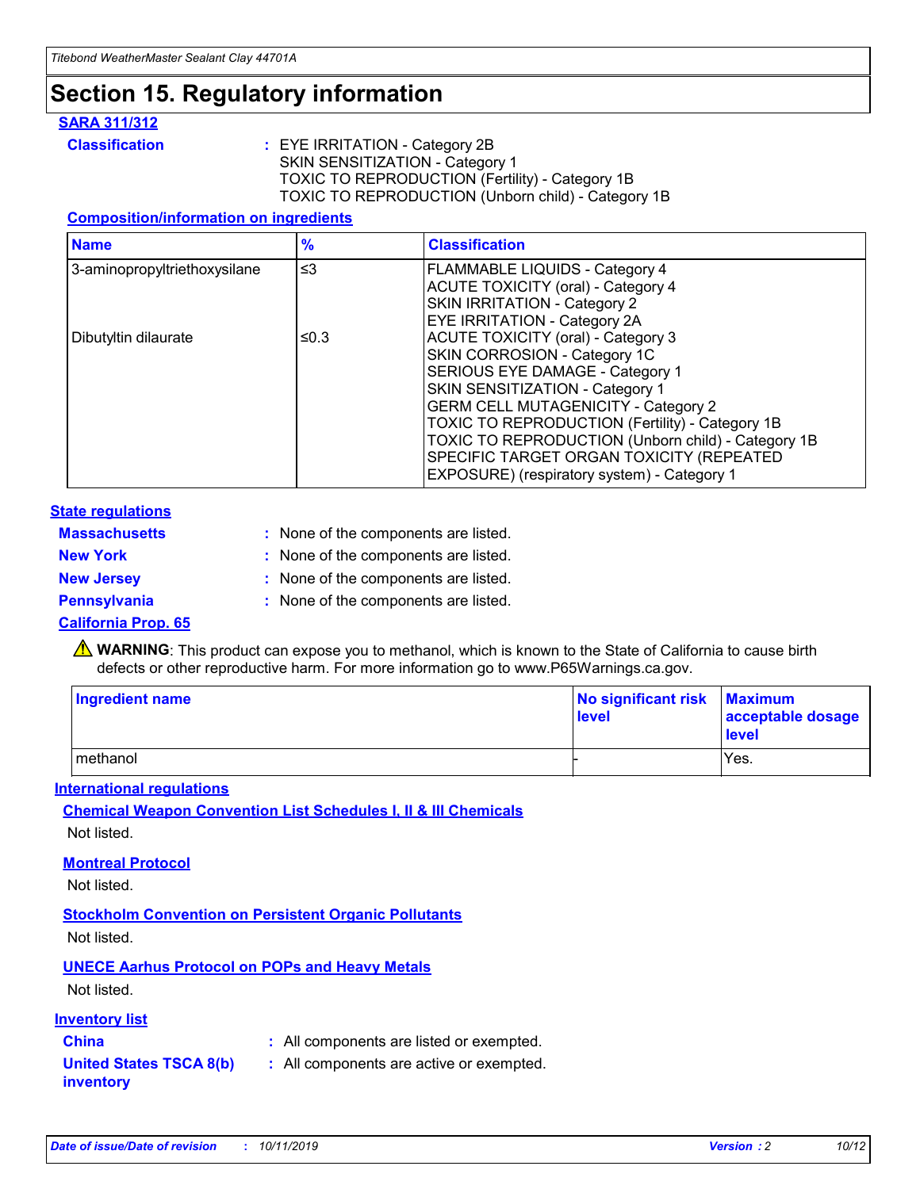# Section 15. Regulatory information

## SARA 311/312

**Classification** : EYE IRRITATION - Category 2B
SKIN SENSITIZATION - Category 1
TOXIC TO REPRODUCTION (Fertility) - Category 1B
TOXIC TO REPRODUCTION (Unborn child) - Category 1B

### Composition/information on ingredients

| Name | % | Classification |
|---|---|---|
| 3-aminopropyltriethoxysilane | ≤3 | FLAMMABLE LIQUIDS - Category 4<br>ACUTE TOXICITY (oral) - Category 4<br>SKIN IRRITATION - Category 2<br>EYE IRRITATION - Category 2A |
| Dibutyltin dilaurate | ≤0.3 | ACUTE TOXICITY (oral) - Category 3<br>SKIN CORROSION - Category 1C<br>SERIOUS EYE DAMAGE - Category 1<br>SKIN SENSITIZATION - Category 1<br>GERM CELL MUTAGENICITY - Category 2<br>TOXIC TO REPRODUCTION (Fertility) - Category 1B<br>TOXIC TO REPRODUCTION (Unborn child) - Category 1B<br>SPECIFIC TARGET ORGAN TOXICITY (REPEATED EXPOSURE) (respiratory system) - Category 1 |

## State regulations

**Massachusetts** : None of the components are listed.

**New York** : None of the components are listed.

**New Jersey** : None of the components are listed.

**Pennsylvania** : None of the components are listed.

### California Prop. 65

⚠ **WARNING**: This product can expose you to methanol, which is known to the State of California to cause birth defects or other reproductive harm. For more information go to www.P65Warnings.ca.gov.

| Ingredient name | No significant risk level | Maximum acceptable dosage level |
|---|---|---|
| methanol | - | Yes. |

## International regulations

### Chemical Weapon Convention List Schedules I, II & III Chemicals

Not listed.

### Montreal Protocol

Not listed.

### Stockholm Convention on Persistent Organic Pollutants

Not listed.

### UNECE Aarhus Protocol on POPs and Heavy Metals

Not listed.

## Inventory list

**China** : All components are listed or exempted.

**United States TSCA 8(b) inventory** : All components are active or exempted.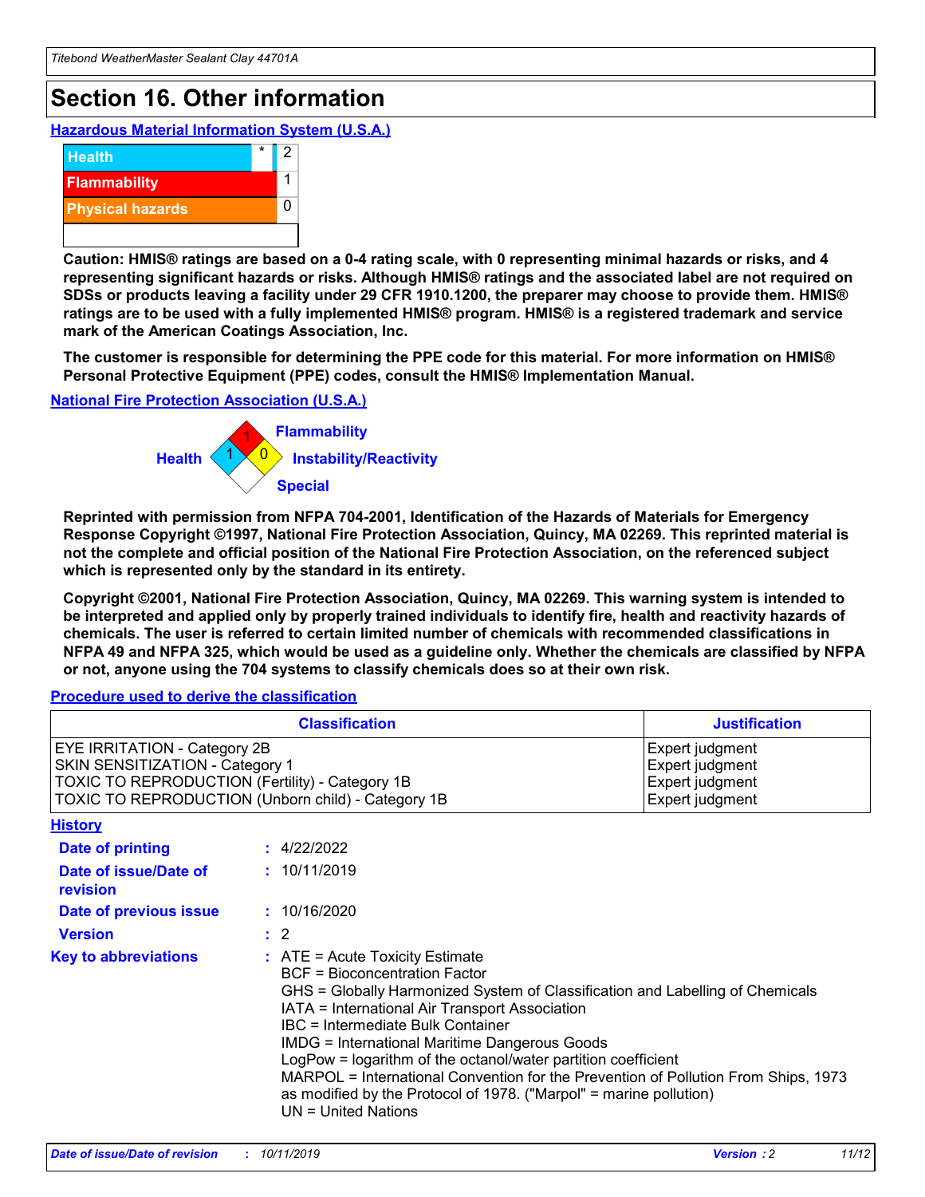# Section 16. Other information

### Hazardous Material Information System (U.S.A.)

| | | |
|---|---|---|
| Health | * | 2 |
| Flammability | | 1 |
| Physical hazards | | 0 |
| | | |

**Caution: HMIS® ratings are based on a 0-4 rating scale, with 0 representing minimal hazards or risks, and 4 representing significant hazards or risks. Although HMIS® ratings and the associated label are not required on SDSs or products leaving a facility under 29 CFR 1910.1200, the preparer may choose to provide them. HMIS® ratings are to be used with a fully implemented HMIS® program. HMIS® is a registered trademark and service mark of the American Coatings Association, Inc.**

**The customer is responsible for determining the PPE code for this material. For more information on HMIS® Personal Protective Equipment (PPE) codes, consult the HMIS® Implementation Manual.**

### National Fire Protection Association (U.S.A.)

Flammability: 1
Health: 1
Instability/Reactivity: 0
Special:

**Reprinted with permission from NFPA 704-2001, Identification of the Hazards of Materials for Emergency Response Copyright ©1997, National Fire Protection Association, Quincy, MA 02269. This reprinted material is not the complete and official position of the National Fire Protection Association, on the referenced subject which is represented only by the standard in its entirety.**

**Copyright ©2001, National Fire Protection Association, Quincy, MA 02269. This warning system is intended to be interpreted and applied only by properly trained individuals to identify fire, health and reactivity hazards of chemicals. The user is referred to certain limited number of chemicals with recommended classifications in NFPA 49 and NFPA 325, which would be used as a guideline only. Whether the chemicals are classified by NFPA or not, anyone using the 704 systems to classify chemicals does so at their own risk.**

### Procedure used to derive the classification

| Classification | Justification |
|---|---|
| EYE IRRITATION - Category 2B | Expert judgment |
| SKIN SENSITIZATION - Category 1 | Expert judgment |
| TOXIC TO REPRODUCTION (Fertility) - Category 1B | Expert judgment |
| TOXIC TO REPRODUCTION (Unborn child) - Category 1B | Expert judgment |

### History

**Date of printing** : 4/22/2022

**Date of issue/Date of revision** : 10/11/2019

**Date of previous issue** : 10/16/2020

**Version** : 2

**Key to abbreviations** : ATE = Acute Toxicity Estimate
BCF = Bioconcentration Factor
GHS = Globally Harmonized System of Classification and Labelling of Chemicals
IATA = International Air Transport Association
IBC = Intermediate Bulk Container
IMDG = International Maritime Dangerous Goods
LogPow = logarithm of the octanol/water partition coefficient
MARPOL = International Convention for the Prevention of Pollution From Ships, 1973 as modified by the Protocol of 1978. ("Marpol" = marine pollution)
UN = United Nations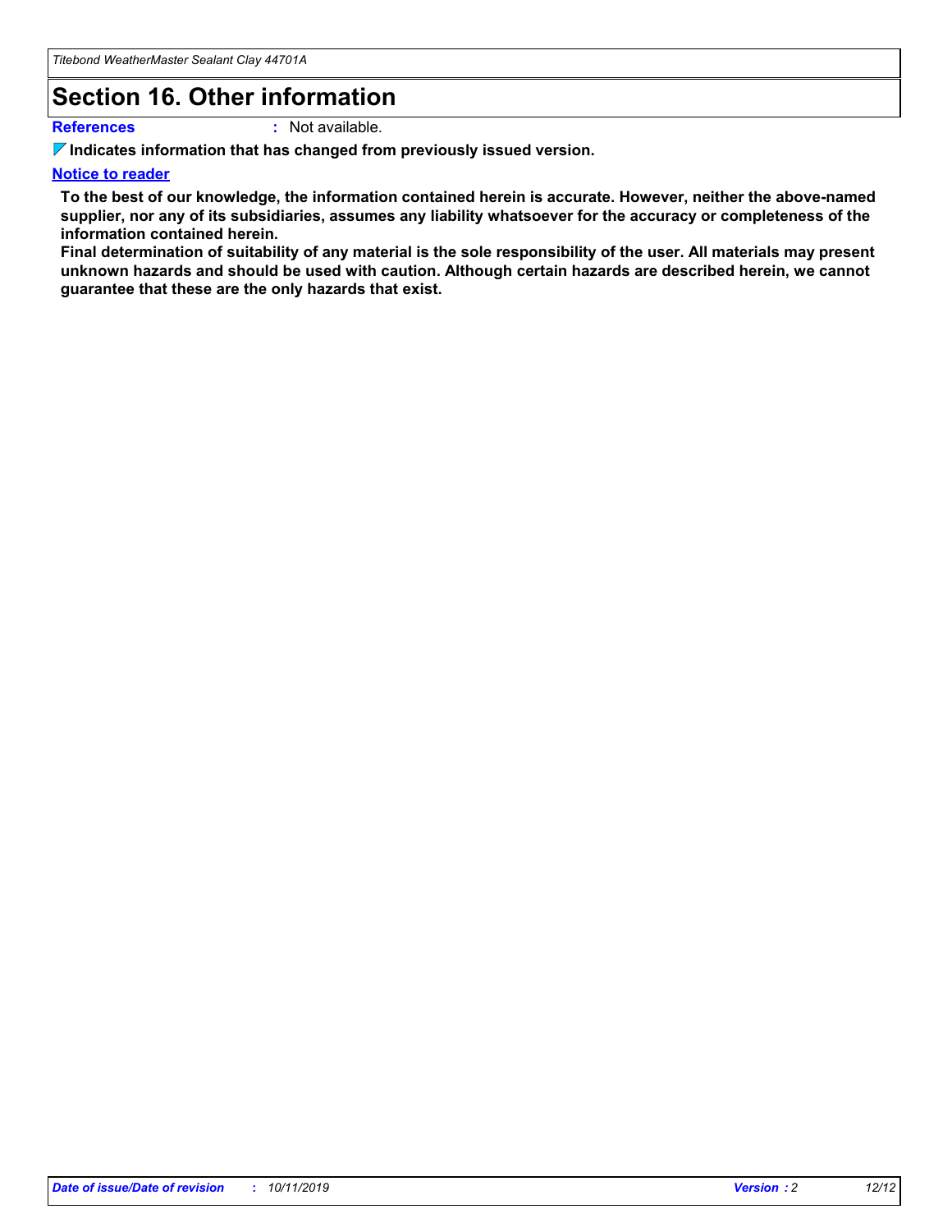# Section 16. Other information

**References** : Not available.

**Indicates information that has changed from previously issued version.**

**Notice to reader**

**To the best of our knowledge, the information contained herein is accurate. However, neither the above-named supplier, nor any of its subsidiaries, assumes any liability whatsoever for the accuracy or completeness of the information contained herein.**

**Final determination of suitability of any material is the sole responsibility of the user. All materials may present unknown hazards and should be used with caution. Although certain hazards are described herein, we cannot guarantee that these are the only hazards that exist.**